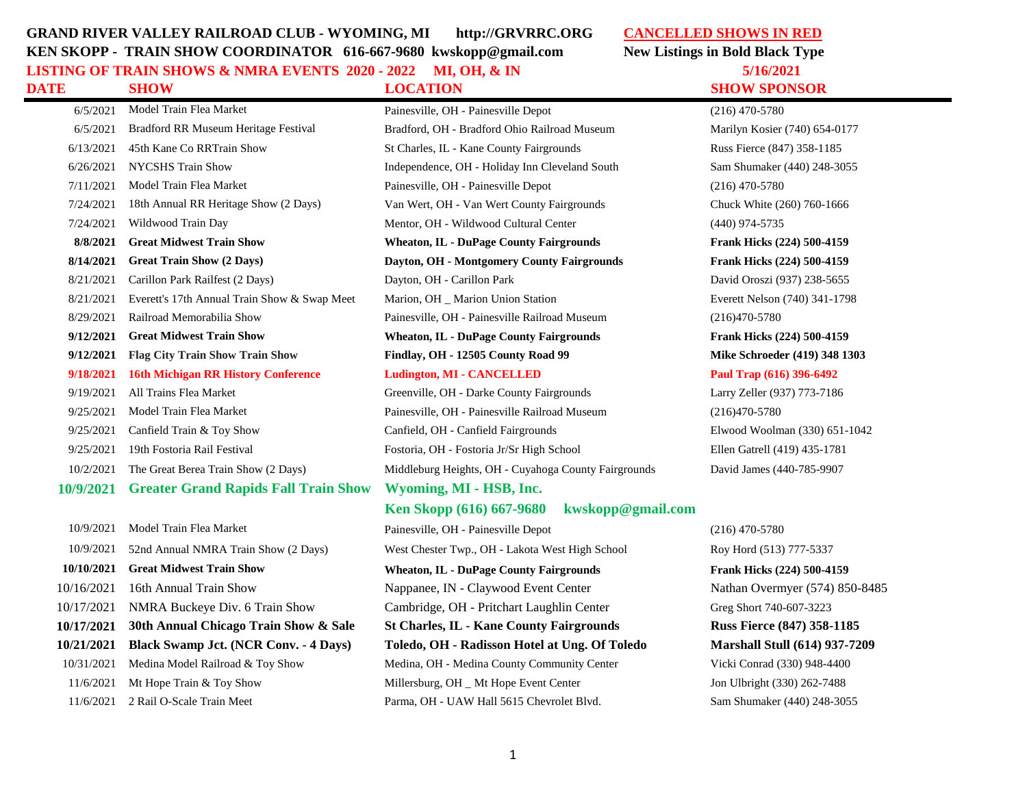**GRAND RIVER VALLEY RAILROAD CLUB - WYOMING, MI http://GRVRRC.ORG**

**KEN SKOPP - TRAIN SHOW COORDINATOR 616-667-9680 kwskopp@gmail.com**

**LISTING OF TRAIN SHOWS & NMRA EVENTS 2020 - 2022 MI, OH, & IN**

**CANCELLED SHOWS IN RED**

**New Listings in Bold Black Type**

**5/16/2021**

| DATE | SHOW | LOCATION | SHOW SPONSOR |
|---|---|---|---|
| 6/5/2021 | Model Train Flea Market | Painesville, OH - Painesville Depot | (216) 470-5780 |
| 6/5/2021 | Bradford RR Museum Heritage Festival | Bradford, OH - Bradford Ohio Railroad Museum | Marilyn Kosier (740) 654-0177 |
| 6/13/2021 | 45th Kane Co RRTrain Show | St Charles, IL - Kane County Fairgrounds | Russ Fierce (847) 358-1185 |
| 6/26/2021 | NYCSHS Train Show | Independence, OH - Holiday Inn Cleveland South | Sam Shumaker (440) 248-3055 |
| 7/11/2021 | Model Train Flea Market | Painesville, OH - Painesville Depot | (216) 470-5780 |
| 7/24/2021 | 18th Annual RR Heritage Show (2 Days) | Van Wert, OH - Van Wert County Fairgrounds | Chuck White (260) 760-1666 |
| 7/24/2021 | Wildwood Train Day | Mentor, OH - Wildwood Cultural Center | (440) 974-5735 |
| **8/8/2021** | **Great Midwest Train Show** | **Wheaton, IL - DuPage County Fairgrounds** | **Frank Hicks (224) 500-4159** |
| **8/14/2021** | **Great Train Show (2 Days)** | **Dayton, OH - Montgomery County Fairgrounds** | **Frank Hicks (224) 500-4159** |
| 8/21/2021 | Carillon Park Railfest (2 Days) | Dayton, OH - Carillon Park | David Oroszi (937) 238-5655 |
| 8/21/2021 | Everett's 17th Annual Train Show & Swap Meet | Marion, OH _ Marion Union Station | Everett Nelson (740) 341-1798 |
| 8/29/2021 | Railroad Memorabilia Show | Painesville, OH - Painesville Railroad Museum | (216)470-5780 |
| **9/12/2021** | **Great Midwest Train Show** | **Wheaton, IL - DuPage County Fairgrounds** | **Frank Hicks (224) 500-4159** |
| **9/12/2021** | **Flag City Train Show Train Show** | **Findlay, OH - 12505 County Road 99** | **Mike Schroeder (419) 348 1303** |
| **9/18/2021** | **16th Michigan RR History Conference** | **Ludington, MI - CANCELLED** | **Paul Trap (616) 396-6492** |
| 9/19/2021 | All Trains Flea Market | Greenville, OH - Darke County Fairgrounds | Larry Zeller (937) 773-7186 |
| 9/25/2021 | Model Train Flea Market | Painesville, OH - Painesville Railroad Museum | (216)470-5780 |
| 9/25/2021 | Canfield Train & Toy Show | Canfield, OH - Canfield Fairgrounds | Elwood Woolman (330) 651-1042 |
| 9/25/2021 | 19th Fostoria Rail Festival | Fostoria, OH - Fostoria Jr/Sr High School | Ellen Gatrell (419) 435-1781 |
| 10/2/2021 | The Great Berea Train Show (2 Days) | Middleburg Heights, OH - Cuyahoga County Fairgrounds | David James (440-785-9907 |
| **10/9/2021** | **Greater Grand Rapids Fall Train Show** | **Wyoming, MI - HSB, Inc. Ken Skopp (616) 667-9680 kwskopp@gmail.com** | |
| 10/9/2021 | Model Train Flea Market | Painesville, OH - Painesville Depot | (216) 470-5780 |
| 10/9/2021 | 52nd Annual NMRA Train Show (2 Days) | West Chester Twp., OH - Lakota West High School | Roy Hord (513) 777-5337 |
| **10/10/2021** | **Great Midwest Train Show** | **Wheaton, IL - DuPage County Fairgrounds** | **Frank Hicks (224) 500-4159** |
| 10/16/2021 | 16th Annual Train Show | Nappanee, IN - Claywood Event Center | Nathan Overmyer (574) 850-8485 |
| 10/17/2021 | NMRA Buckeye Div. 6 Train Show | Cambridge, OH - Pritchart Laughlin Center | Greg Short 740-607-3223 |
| **10/17/2021** | **30th Annual Chicago Train Show & Sale** | **St Charles, IL - Kane County Fairgrounds** | **Russ Fierce (847) 358-1185** |
| **10/21/2021** | **Black Swamp Jct. (NCR Conv. - 4 Days)** | **Toledo, OH - Radisson Hotel at Ung. Of Toledo** | **Marshall Stull (614) 937-7209** |
| 10/31/2021 | Medina Model Railroad & Toy Show | Medina, OH - Medina County Community Center | Vicki Conrad (330) 948-4400 |
| 11/6/2021 | Mt Hope Train & Toy Show | Millersburg, OH _ Mt Hope Event Center | Jon Ulbright (330) 262-7488 |
| 11/6/2021 | 2 Rail O-Scale Train Meet | Parma, OH - UAW Hall 5615 Chevrolet Blvd. | Sam Shumaker (440) 248-3055 |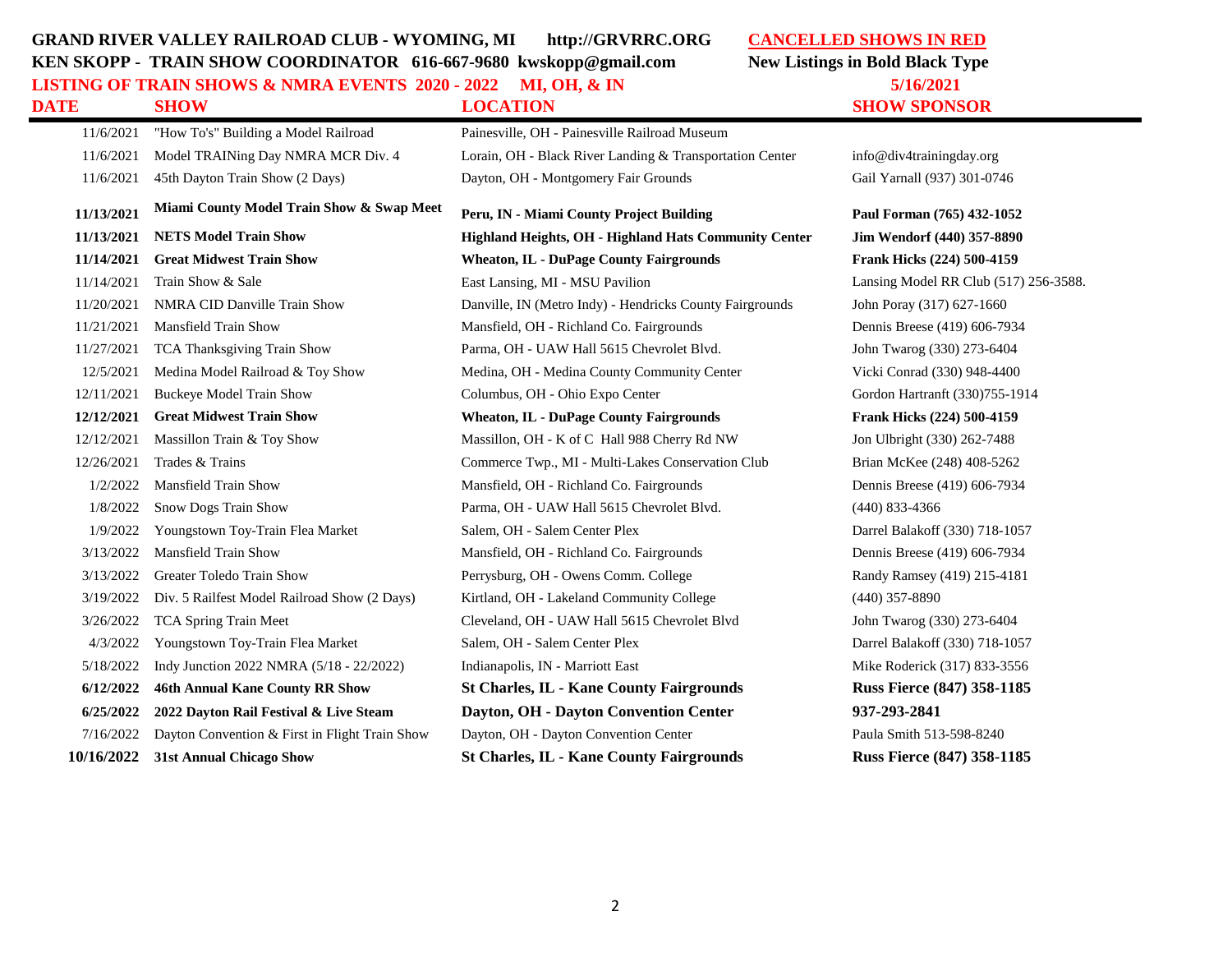**GRAND RIVER VALLEY RAILROAD CLUB - WYOMING, MI http://GRVRRC.ORG**

**KEN SKOPP - TRAIN SHOW COORDINATOR 616-667-9680 kwskopp@gmail.com**

**LISTING OF TRAIN SHOWS & NMRA EVENTS 2020 - 2022 MI, OH, & IN**

**CANCELLED SHOWS IN RED**

**New Listings in Bold Black Type**

**5/16/2021**

| DATE | SHOW | LOCATION | SHOW SPONSOR |
|---|---|---|---|
| 11/6/2021 | "How To's" Building a Model Railroad | Painesville, OH - Painesville Railroad Museum | |
| 11/6/2021 | Model TRAINing Day NMRA MCR Div. 4 | Lorain, OH - Black River Landing & Transportation Center | info@div4trainingday.org |
| 11/6/2021 | 45th Dayton Train Show (2 Days) | Dayton, OH - Montgomery Fair Grounds | Gail Yarnall (937) 301-0746 |
| **11/13/2021** | **Miami County Model Train Show & Swap Meet** | **Peru, IN - Miami County Project Building** | **Paul Forman (765) 432-1052** |
| **11/13/2021** | **NETS Model Train Show** | **Highland Heights, OH - Highland Hats Community Center** | **Jim Wendorf (440) 357-8890** |
| **11/14/2021** | **Great Midwest Train Show** | **Wheaton, IL - DuPage County Fairgrounds** | **Frank Hicks (224) 500-4159** |
| 11/14/2021 | Train Show & Sale | East Lansing, MI - MSU Pavilion | Lansing Model RR Club (517) 256-3588. |
| 11/20/2021 | NMRA CID Danville Train Show | Danville, IN (Metro Indy) - Hendricks County Fairgrounds | John Poray (317) 627-1660 |
| 11/21/2021 | Mansfield Train Show | Mansfield, OH - Richland Co. Fairgrounds | Dennis Breese (419) 606-7934 |
| 11/27/2021 | TCA Thanksgiving Train Show | Parma, OH - UAW Hall 5615 Chevrolet Blvd. | John Twarog (330) 273-6404 |
| 12/5/2021 | Medina Model Railroad & Toy Show | Medina, OH - Medina County Community Center | Vicki Conrad (330) 948-4400 |
| 12/11/2021 | Buckeye Model Train Show | Columbus, OH - Ohio Expo Center | Gordon Hartranft (330)755-1914 |
| **12/12/2021** | **Great Midwest Train Show** | **Wheaton, IL - DuPage County Fairgrounds** | **Frank Hicks (224) 500-4159** |
| 12/12/2021 | Massillon Train & Toy Show | Massillon, OH - K of C Hall 988 Cherry Rd NW | Jon Ulbright (330) 262-7488 |
| 12/26/2021 | Trades & Trains | Commerce Twp., MI - Multi-Lakes Conservation Club | Brian McKee (248) 408-5262 |
| 1/2/2022 | Mansfield Train Show | Mansfield, OH - Richland Co. Fairgrounds | Dennis Breese (419) 606-7934 |
| 1/8/2022 | Snow Dogs Train Show | Parma, OH - UAW Hall 5615 Chevrolet Blvd. | (440) 833-4366 |
| 1/9/2022 | Youngstown Toy-Train Flea Market | Salem, OH - Salem Center Plex | Darrel Balakoff (330) 718-1057 |
| 3/13/2022 | Mansfield Train Show | Mansfield, OH - Richland Co. Fairgrounds | Dennis Breese (419) 606-7934 |
| 3/13/2022 | Greater Toledo Train Show | Perrysburg, OH - Owens Comm. College | Randy Ramsey (419) 215-4181 |
| 3/19/2022 | Div. 5 Railfest Model Railroad Show (2 Days) | Kirtland, OH - Lakeland Community College | (440) 357-8890 |
| 3/26/2022 | TCA Spring Train Meet | Cleveland, OH - UAW Hall 5615 Chevrolet Blvd | John Twarog (330) 273-6404 |
| 4/3/2022 | Youngstown Toy-Train Flea Market | Salem, OH - Salem Center Plex | Darrel Balakoff (330) 718-1057 |
| 5/18/2022 | Indy Junction 2022 NMRA (5/18 - 22/2022) | Indianapolis, IN - Marriott East | Mike Roderick (317) 833-3556 |
| **6/12/2022** | **46th Annual Kane County RR Show** | **St Charles, IL - Kane County Fairgrounds** | **Russ Fierce (847) 358-1185** |
| **6/25/2022** | **2022 Dayton Rail Festival & Live Steam** | **Dayton, OH - Dayton Convention Center** | **937-293-2841** |
| 7/16/2022 | Dayton Convention & First in Flight Train Show | Dayton, OH - Dayton Convention Center | Paula Smith 513-598-8240 |
| **10/16/2022** | **31st Annual Chicago Show** | **St Charles, IL - Kane County Fairgrounds** | **Russ Fierce (847) 358-1185** |